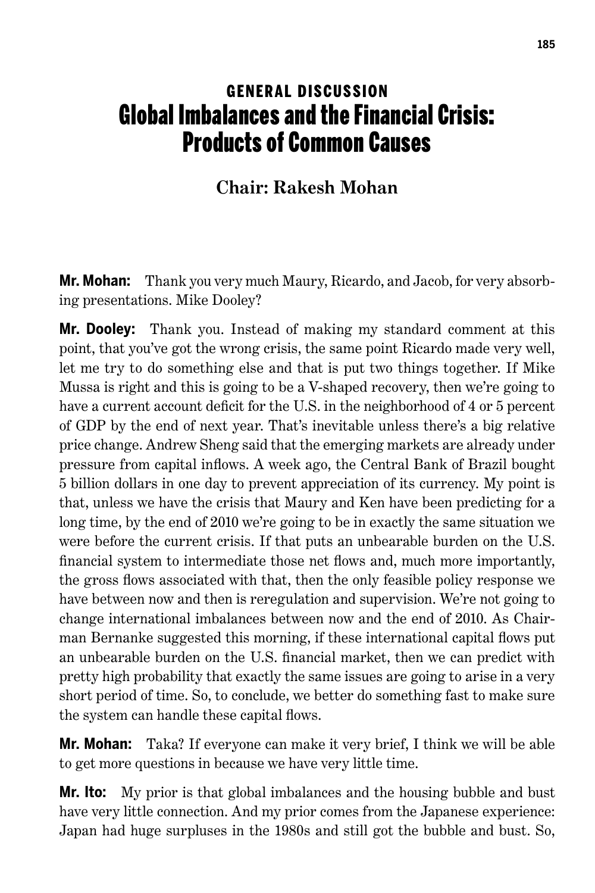# GENERAL DISCUSSION

# Global Imbalances and the Financial Crisis: Products of Common Causes

## Chair: Rakesh Mohan

**Mr. Mohan:** Thank you very much Maury, Ricardo, and Jacob, for very absorbing presentations. Mike Dooley?

**Mr. Dooley:** Thank you. Instead of making my standard comment at this point, that you've got the wrong crisis, the same point Ricardo made very well, let me try to do something else and that is put two things together. If Mike Mussa is right and this is going to be a V-shaped recovery, then we're going to have a current account deficit for the U.S. in the neighborhood of 4 or 5 percent of GDP by the end of next year. That's inevitable unless there's a big relative price change. Andrew Sheng said that the emerging markets are already under pressure from capital inflows. A week ago, the Central Bank of Brazil bought 5 billion dollars in one day to prevent appreciation of its currency. My point is that, unless we have the crisis that Maury and Ken have been predicting for a long time, by the end of 2010 we're going to be in exactly the same situation we were before the current crisis. If that puts an unbearable burden on the U.S. financial system to intermediate those net flows and, much more importantly, the gross flows associated with that, then the only feasible policy response we have between now and then is reregulation and supervision. We're not going to change international imbalances between now and the end of 2010. As Chairman Bernanke suggested this morning, if these international capital flows put an unbearable burden on the U.S. financial market, then we can predict with pretty high probability that exactly the same issues are going to arise in a very short period of time. So, to conclude, we better do something fast to make sure the system can handle these capital flows.

**Mr. Mohan:** Taka? If everyone can make it very brief, I think we will be able to get more questions in because we have very little time.

**Mr. Ito:** My prior is that global imbalances and the housing bubble and bust have very little connection. And my prior comes from the Japanese experience: Japan had huge surpluses in the 1980s and still got the bubble and bust. So,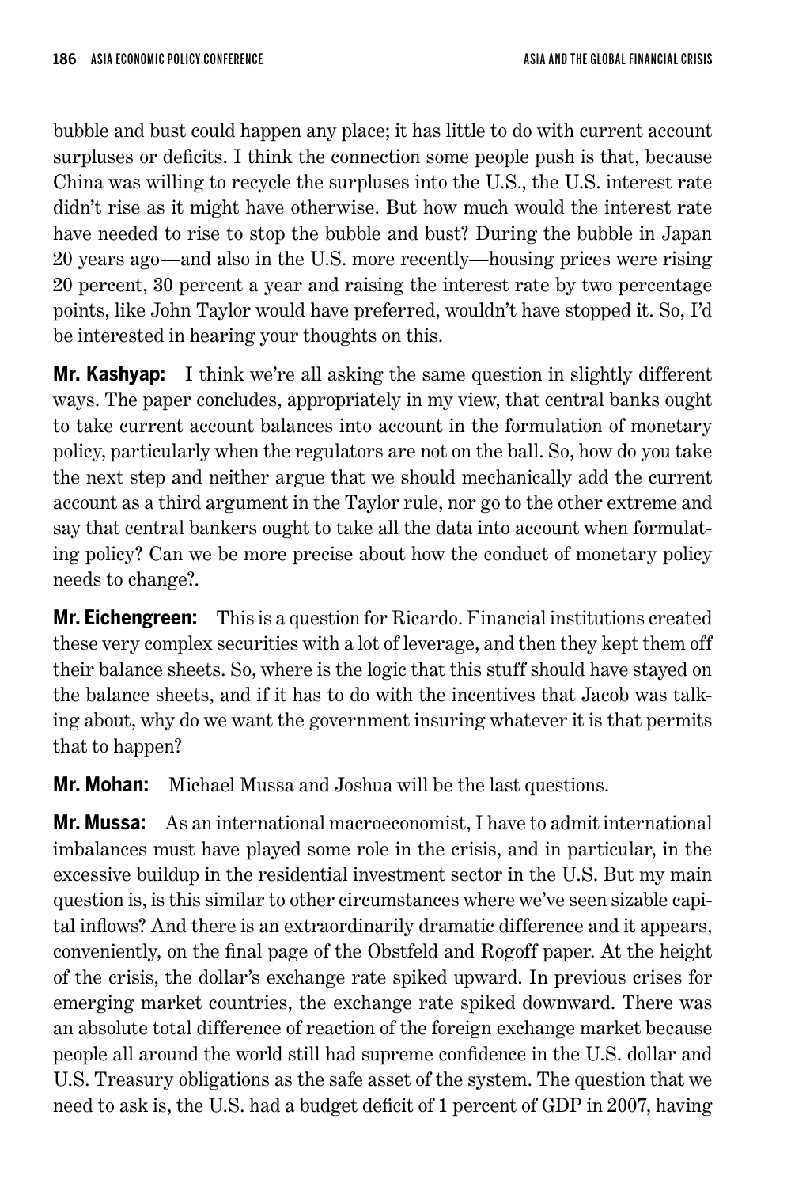bubble and bust could happen any place; it has little to do with current account surpluses or deficits. I think the connection some people push is that, because China was willing to recycle the surpluses into the U.S., the U.S. interest rate didn't rise as it might have otherwise. But how much would the interest rate have needed to rise to stop the bubble and bust? During the bubble in Japan 20 years ago—and also in the U.S. more recently—housing prices were rising 20 percent, 30 percent a year and raising the interest rate by two percentage points, like John Taylor would have preferred, wouldn't have stopped it. So, I'd be interested in hearing your thoughts on this.

**Mr. Kashyap:** I think we're all asking the same question in slightly different ways. The paper concludes, appropriately in my view, that central banks ought to take current account balances into account in the formulation of monetary policy, particularly when the regulators are not on the ball. So, how do you take the next step and neither argue that we should mechanically add the current account as a third argument in the Taylor rule, nor go to the other extreme and say that central bankers ought to take all the data into account when formulating policy? Can we be more precise about how the conduct of monetary policy needs to change?.

**Mr. Eichengreen:** This is a question for Ricardo. Financial institutions created these very complex securities with a lot of leverage, and then they kept them off their balance sheets. So, where is the logic that this stuff should have stayed on the balance sheets, and if it has to do with the incentives that Jacob was talking about, why do we want the government insuring whatever it is that permits that to happen?

**Mr. Mohan:** Michael Mussa and Joshua will be the last questions.

**Mr. Mussa:** As an international macroeconomist, I have to admit international imbalances must have played some role in the crisis, and in particular, in the excessive buildup in the residential investment sector in the U.S. But my main question is, is this similar to other circumstances where we've seen sizable capital inflows? And there is an extraordinarily dramatic difference and it appears, conveniently, on the final page of the Obstfeld and Rogoff paper. At the height of the crisis, the dollar's exchange rate spiked upward. In previous crises for emerging market countries, the exchange rate spiked downward. There was an absolute total difference of reaction of the foreign exchange market because people all around the world still had supreme confidence in the U.S. dollar and U.S. Treasury obligations as the safe asset of the system. The question that we need to ask is, the U.S. had a budget deficit of 1 percent of GDP in 2007, having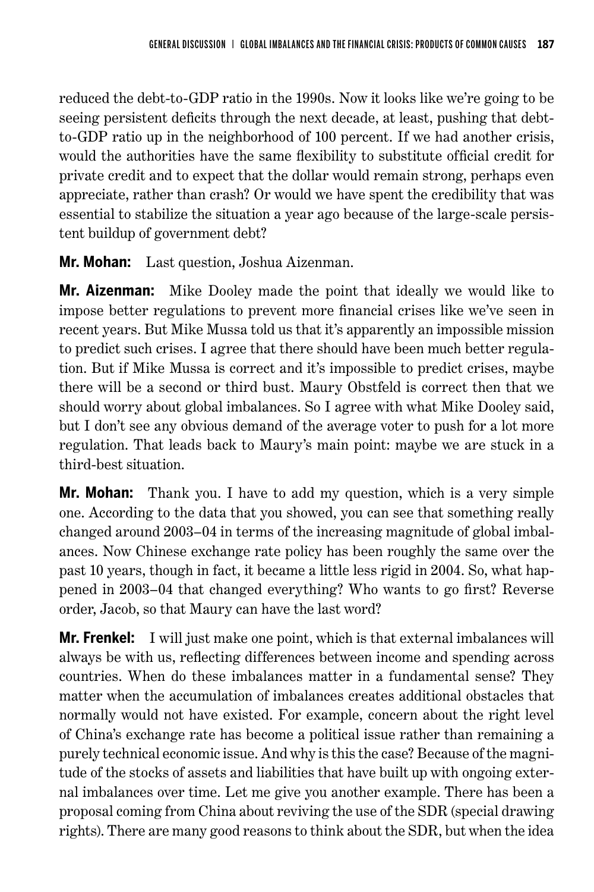reduced the debt-to-GDP ratio in the 1990s. Now it looks like we're going to be seeing persistent deficits through the next decade, at least, pushing that debt-to-GDP ratio up in the neighborhood of 100 percent. If we had another crisis, would the authorities have the same flexibility to substitute official credit for private credit and to expect that the dollar would remain strong, perhaps even appreciate, rather than crash? Or would we have spent the credibility that was essential to stabilize the situation a year ago because of the large-scale persistent buildup of government debt?

**Mr. Mohan:** Last question, Joshua Aizenman.

**Mr. Aizenman:** Mike Dooley made the point that ideally we would like to impose better regulations to prevent more financial crises like we've seen in recent years. But Mike Mussa told us that it's apparently an impossible mission to predict such crises. I agree that there should have been much better regulation. But if Mike Mussa is correct and it's impossible to predict crises, maybe there will be a second or third bust. Maury Obstfeld is correct then that we should worry about global imbalances. So I agree with what Mike Dooley said, but I don't see any obvious demand of the average voter to push for a lot more regulation. That leads back to Maury's main point: maybe we are stuck in a third-best situation.

**Mr. Mohan:** Thank you. I have to add my question, which is a very simple one. According to the data that you showed, you can see that something really changed around 2003–04 in terms of the increasing magnitude of global imbalances. Now Chinese exchange rate policy has been roughly the same over the past 10 years, though in fact, it became a little less rigid in 2004. So, what happened in 2003–04 that changed everything? Who wants to go first? Reverse order, Jacob, so that Maury can have the last word?

**Mr. Frenkel:** I will just make one point, which is that external imbalances will always be with us, reflecting differences between income and spending across countries. When do these imbalances matter in a fundamental sense? They matter when the accumulation of imbalances creates additional obstacles that normally would not have existed. For example, concern about the right level of China's exchange rate has become a political issue rather than remaining a purely technical economic issue. And why is this the case? Because of the magnitude of the stocks of assets and liabilities that have built up with ongoing external imbalances over time. Let me give you another example. There has been a proposal coming from China about reviving the use of the SDR (special drawing rights). There are many good reasons to think about the SDR, but when the idea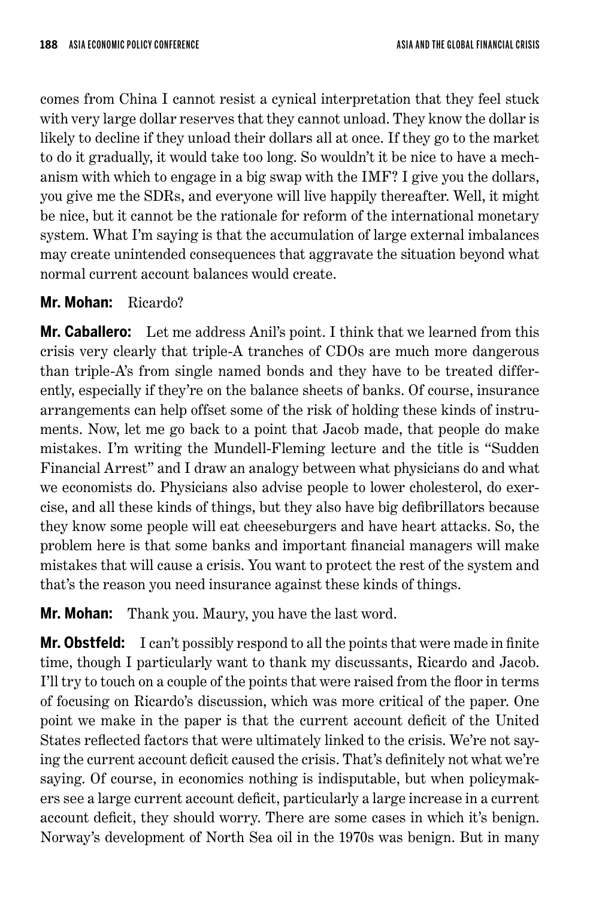comes from China I cannot resist a cynical interpretation that they feel stuck with very large dollar reserves that they cannot unload. They know the dollar is likely to decline if they unload their dollars all at once. If they go to the market to do it gradually, it would take too long. So wouldn't it be nice to have a mechanism with which to engage in a big swap with the IMF? I give you the dollars, you give me the SDRs, and everyone will live happily thereafter. Well, it might be nice, but it cannot be the rationale for reform of the international monetary system. What I'm saying is that the accumulation of large external imbalances may create unintended consequences that aggravate the situation beyond what normal current account balances would create.

**Mr. Mohan:** Ricardo?

**Mr. Caballero:** Let me address Anil's point. I think that we learned from this crisis very clearly that triple-A tranches of CDOs are much more dangerous than triple-A's from single named bonds and they have to be treated differently, especially if they're on the balance sheets of banks. Of course, insurance arrangements can help offset some of the risk of holding these kinds of instruments. Now, let me go back to a point that Jacob made, that people do make mistakes. I'm writing the Mundell-Fleming lecture and the title is "Sudden Financial Arrest" and I draw an analogy between what physicians do and what we economists do. Physicians also advise people to lower cholesterol, do exercise, and all these kinds of things, but they also have big defibrillators because they know some people will eat cheeseburgers and have heart attacks. So, the problem here is that some banks and important financial managers will make mistakes that will cause a crisis. You want to protect the rest of the system and that's the reason you need insurance against these kinds of things.

**Mr. Mohan:** Thank you. Maury, you have the last word.

**Mr. Obstfeld:** I can't possibly respond to all the points that were made in finite time, though I particularly want to thank my discussants, Ricardo and Jacob. I'll try to touch on a couple of the points that were raised from the floor in terms of focusing on Ricardo's discussion, which was more critical of the paper. One point we make in the paper is that the current account deficit of the United States reflected factors that were ultimately linked to the crisis. We're not saying the current account deficit caused the crisis. That's definitely not what we're saying. Of course, in economics nothing is indisputable, but when policymakers see a large current account deficit, particularly a large increase in a current account deficit, they should worry. There are some cases in which it's benign. Norway's development of North Sea oil in the 1970s was benign. But in many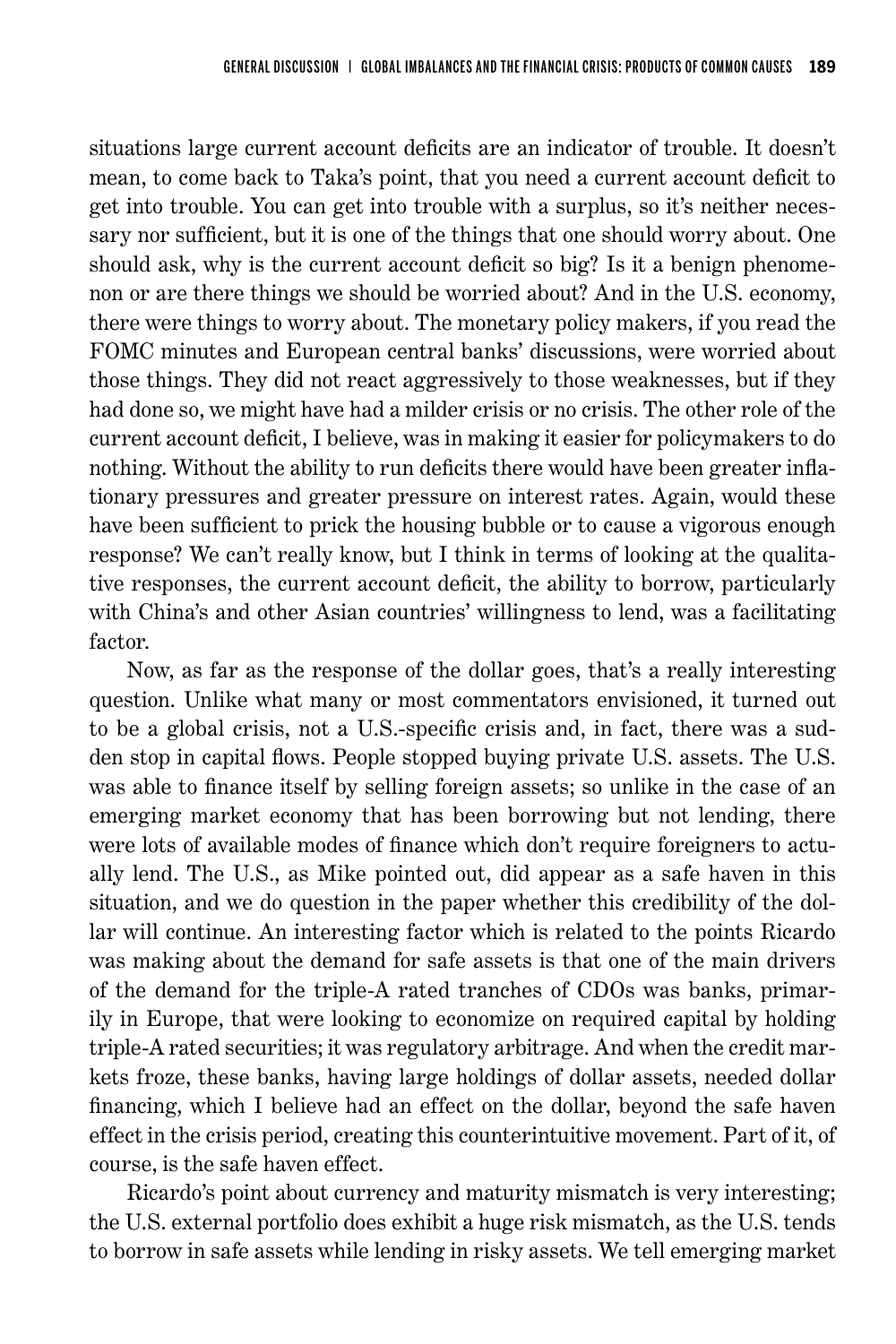situations large current account deficits are an indicator of trouble. It doesn't mean, to come back to Taka's point, that you need a current account deficit to get into trouble. You can get into trouble with a surplus, so it's neither necessary nor sufficient, but it is one of the things that one should worry about. One should ask, why is the current account deficit so big? Is it a benign phenomenon or are there things we should be worried about? And in the U.S. economy, there were things to worry about. The monetary policy makers, if you read the FOMC minutes and European central banks' discussions, were worried about those things. They did not react aggressively to those weaknesses, but if they had done so, we might have had a milder crisis or no crisis. The other role of the current account deficit, I believe, was in making it easier for policymakers to do nothing. Without the ability to run deficits there would have been greater inflationary pressures and greater pressure on interest rates. Again, would these have been sufficient to prick the housing bubble or to cause a vigorous enough response? We can't really know, but I think in terms of looking at the qualitative responses, the current account deficit, the ability to borrow, particularly with China's and other Asian countries' willingness to lend, was a facilitating factor.

Now, as far as the response of the dollar goes, that's a really interesting question. Unlike what many or most commentators envisioned, it turned out to be a global crisis, not a U.S.-specific crisis and, in fact, there was a sudden stop in capital flows. People stopped buying private U.S. assets. The U.S. was able to finance itself by selling foreign assets; so unlike in the case of an emerging market economy that has been borrowing but not lending, there were lots of available modes of finance which don't require foreigners to actually lend. The U.S., as Mike pointed out, did appear as a safe haven in this situation, and we do question in the paper whether this credibility of the dollar will continue. An interesting factor which is related to the points Ricardo was making about the demand for safe assets is that one of the main drivers of the demand for the triple-A rated tranches of CDOs was banks, primarily in Europe, that were looking to economize on required capital by holding triple-A rated securities; it was regulatory arbitrage. And when the credit markets froze, these banks, having large holdings of dollar assets, needed dollar financing, which I believe had an effect on the dollar, beyond the safe haven effect in the crisis period, creating this counterintuitive movement. Part of it, of course, is the safe haven effect.

Ricardo's point about currency and maturity mismatch is very interesting; the U.S. external portfolio does exhibit a huge risk mismatch, as the U.S. tends to borrow in safe assets while lending in risky assets. We tell emerging market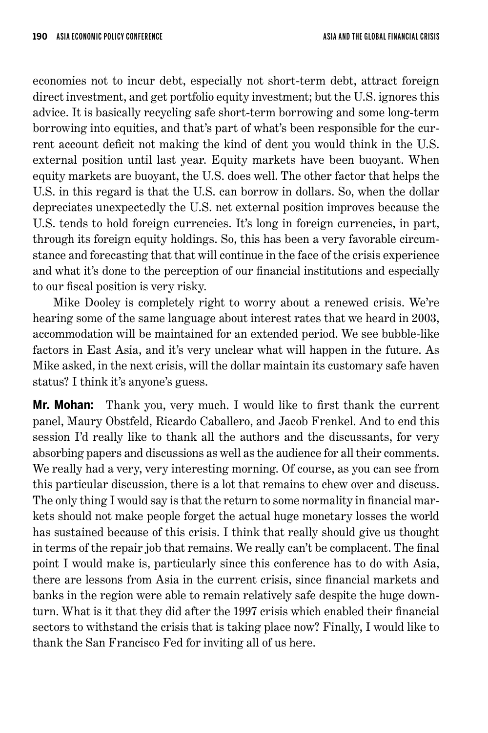economies not to incur debt, especially not short-term debt, attract foreign direct investment, and get portfolio equity investment; but the U.S. ignores this advice. It is basically recycling safe short-term borrowing and some long-term borrowing into equities, and that's part of what's been responsible for the current account deficit not making the kind of dent you would think in the U.S. external position until last year. Equity markets have been buoyant. When equity markets are buoyant, the U.S. does well. The other factor that helps the U.S. in this regard is that the U.S. can borrow in dollars. So, when the dollar depreciates unexpectedly the U.S. net external position improves because the U.S. tends to hold foreign currencies. It's long in foreign currencies, in part, through its foreign equity holdings. So, this has been a very favorable circumstance and forecasting that that will continue in the face of the crisis experience and what it's done to the perception of our financial institutions and especially to our fiscal position is very risky.

Mike Dooley is completely right to worry about a renewed crisis. We're hearing some of the same language about interest rates that we heard in 2003, accommodation will be maintained for an extended period. We see bubble-like factors in East Asia, and it's very unclear what will happen in the future. As Mike asked, in the next crisis, will the dollar maintain its customary safe haven status? I think it's anyone's guess.

**Mr. Mohan:** Thank you, very much. I would like to first thank the current panel, Maury Obstfeld, Ricardo Caballero, and Jacob Frenkel. And to end this session I'd really like to thank all the authors and the discussants, for very absorbing papers and discussions as well as the audience for all their comments. We really had a very, very interesting morning. Of course, as you can see from this particular discussion, there is a lot that remains to chew over and discuss. The only thing I would say is that the return to some normality in financial markets should not make people forget the actual huge monetary losses the world has sustained because of this crisis. I think that really should give us thought in terms of the repair job that remains. We really can't be complacent. The final point I would make is, particularly since this conference has to do with Asia, there are lessons from Asia in the current crisis, since financial markets and banks in the region were able to remain relatively safe despite the huge downturn. What is it that they did after the 1997 crisis which enabled their financial sectors to withstand the crisis that is taking place now? Finally, I would like to thank the San Francisco Fed for inviting all of us here.